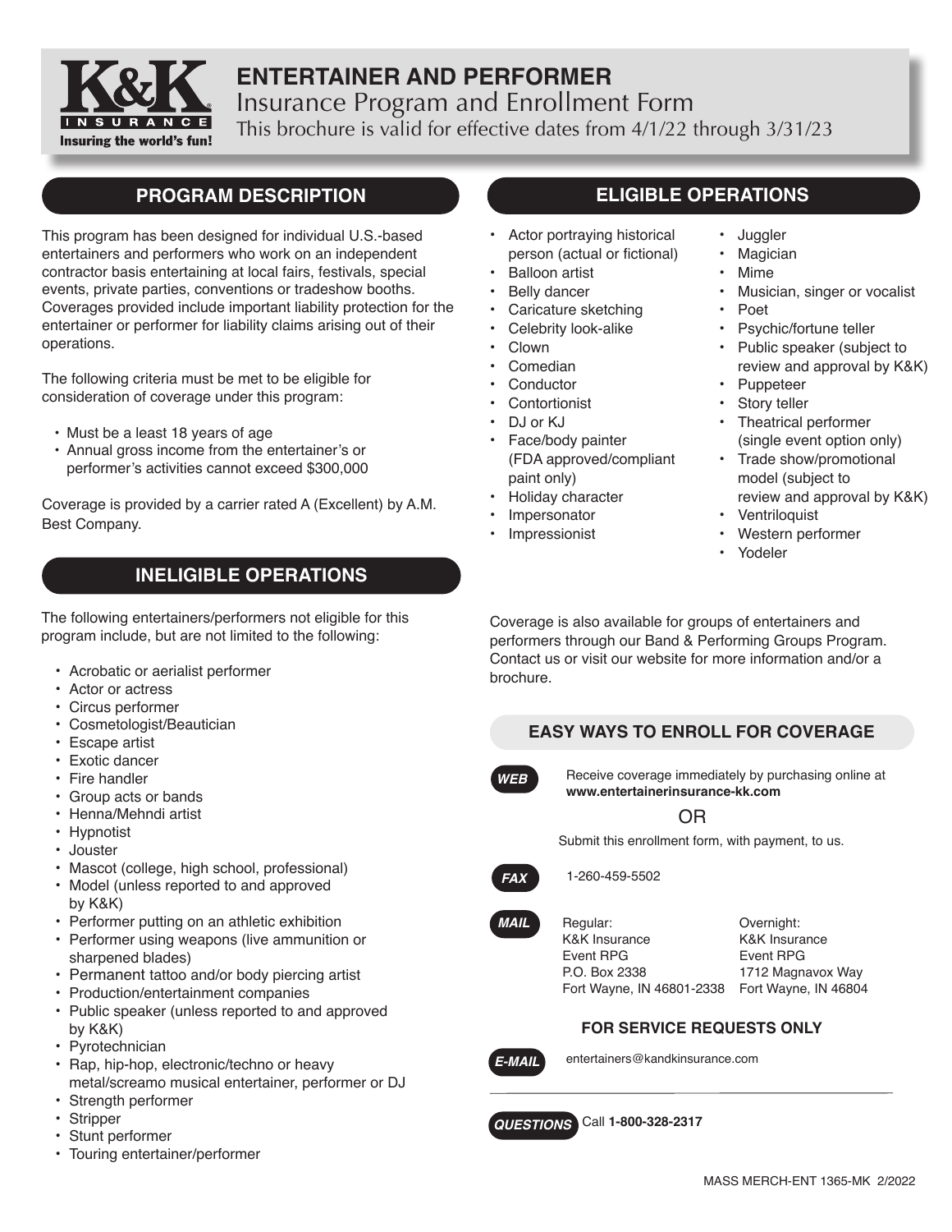# ENTERTAINER AND PERFORMER

## Insurance Program and Enrollment Form

This brochure is valid for effective dates from 4/1/22 through 3/31/23

## PROGRAM DESCRIPTION

This program has been designed for individual U.S.-based entertainers and performers who work on an independent contractor basis entertaining at local fairs, festivals, special events, private parties, conventions or tradeshow booths. Coverages provided include important liability protection for the entertainer or performer for liability claims arising out of their operations.

The following criteria must be met to be eligible for consideration of coverage under this program:

- Must be a least 18 years of age
- Annual gross income from the entertainer's or performer's activities cannot exceed $300,000

Coverage is provided by a carrier rated A (Excellent) by A.M. Best Company.

## INELIGIBLE OPERATIONS

The following entertainers/performers not eligible for this program include, but are not limited to the following:

- Acrobatic or aerialist performer
- Actor or actress
- Circus performer
- Cosmetologist/Beautician
- Escape artist
- Exotic dancer
- Fire handler
- Group acts or bands
- Henna/Mehndi artist
- Hypnotist
- Jouster
- Mascot (college, high school, professional)
- Model (unless reported to and approved by K&K)
- Performer putting on an athletic exhibition
- Performer using weapons (live ammunition or sharpened blades)
- Permanent tattoo and/or body piercing artist
- Production/entertainment companies
- Public speaker (unless reported to and approved by K&K)
- Pyrotechnician
- Rap, hip-hop, electronic/techno or heavy metal/screamo musical entertainer, performer or DJ
- Strength performer
- Stripper
- Stunt performer
- Touring entertainer/performer

## ELIGIBLE OPERATIONS

- Actor portraying historical person (actual or fictional)
- Balloon artist
- Belly dancer
- Caricature sketching
- Celebrity look-alike
- Clown
- Comedian
- Conductor
- Contortionist
- DJ or KJ
- Face/body painter (FDA approved/compliant paint only)
- Holiday character
- Impersonator
- Impressionist
- Juggler
- Magician
- Mime
- Musician, singer or vocalist
- Poet
- Psychic/fortune teller
- Public speaker (subject to review and approval by K&K)
- Puppeteer
- Story teller
- Theatrical performer (single event option only)
- Trade show/promotional model (subject to review and approval by K&K)
- Ventriloquist
- Western performer
- Yodeler

Coverage is also available for groups of entertainers and performers through our Band & Performing Groups Program. Contact us or visit our website for more information and/or a brochure.

## EASY WAYS TO ENROLL FOR COVERAGE

**WEB** Receive coverage immediately by purchasing online at **www.entertainerinsurance-kk.com**

OR

Submit this enrollment form, with payment, to us.

**FAX** 1-260-459-5502

**MAIL**

Regular:
K&K Insurance
Event RPG
P.O. Box 2338
Fort Wayne, IN 46801-2338

Overnight:
K&K Insurance
Event RPG
1712 Magnavox Way
Fort Wayne, IN 46804

### FOR SERVICE REQUESTS ONLY

**E-MAIL** entertainers@kandkinsurance.com

**QUESTIONS** Call **1-800-328-2317**

MASS MERCH-ENT 1365-MK 2/2022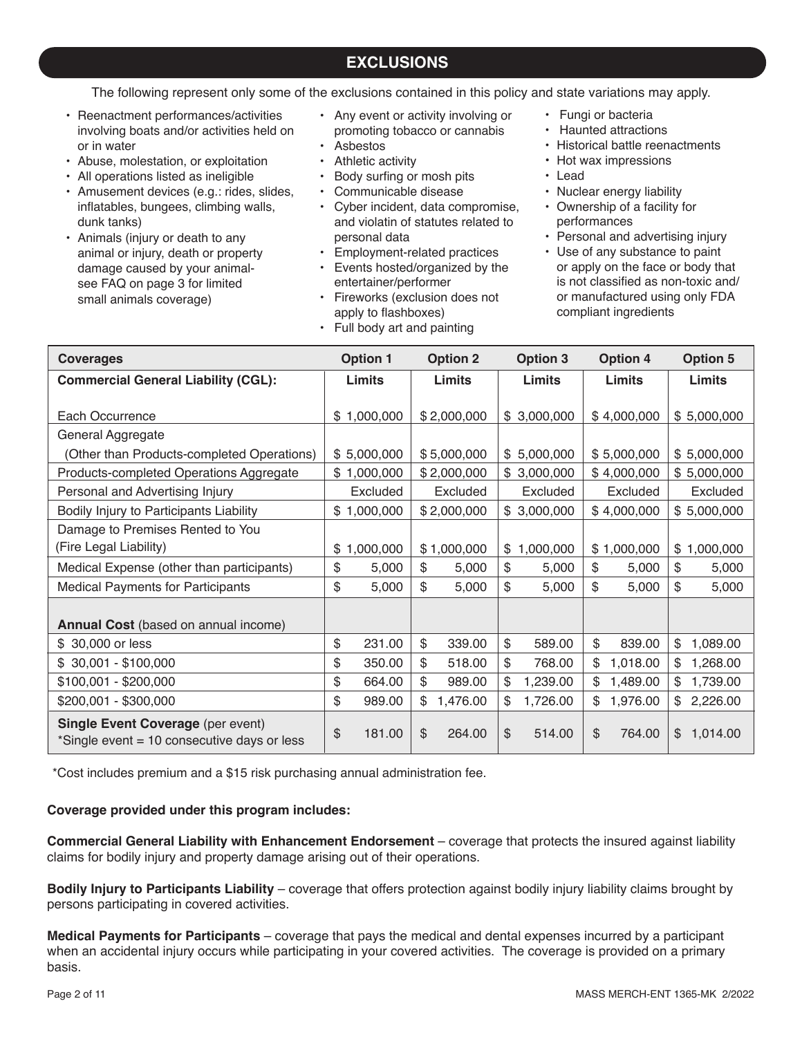## EXCLUSIONS

The following represent only some of the exclusions contained in this policy and state variations may apply.

- Reenactment performances/activities involving boats and/or activities held on or in water
- Abuse, molestation, or exploitation
- All operations listed as ineligible
- Amusement devices (e.g.: rides, slides, inflatables, bungees, climbing walls, dunk tanks)
- Animals (injury or death to any animal or injury, death or property damage caused by your animal- see FAQ on page 3 for limited small animals coverage)
- Any event or activity involving or promoting tobacco or cannabis
- Asbestos
- Athletic activity
- Body surfing or mosh pits
- Communicable disease
- Cyber incident, data compromise, and violatin of statutes related to personal data
- Employment-related practices
- Events hosted/organized by the entertainer/performer
- Fireworks (exclusion does not apply to flashboxes)
- Full body art and painting
- Fungi or bacteria
- Haunted attractions
- Historical battle reenactments
- Hot wax impressions
- Lead
- Nuclear energy liability
- Ownership of a facility for performances
- Personal and advertising injury
- Use of any substance to paint or apply on the face or body that is not classified as non-toxic and/ or manufactured using only FDA compliant ingredients

| Coverages | Option 1 | Option 2 | Option 3 | Option 4 | Option 5 |
|---|---|---|---|---|---|
| **Commercial General Liability (CGL):** | **Limits** | **Limits** | **Limits** | **Limits** | **Limits** |
| Each Occurrence | $ 1,000,000 | $ 2,000,000 | $ 3,000,000 | $ 4,000,000 | $ 5,000,000 |
| General Aggregate (Other than Products-completed Operations) | $ 5,000,000 | $ 5,000,000 | $ 5,000,000 | $ 5,000,000 | $ 5,000,000 |
| Products-completed Operations Aggregate | $ 1,000,000 | $ 2,000,000 | $ 3,000,000 | $ 4,000,000 | $ 5,000,000 |
| Personal and Advertising Injury | Excluded | Excluded | Excluded | Excluded | Excluded |
| Bodily Injury to Participants Liability | $ 1,000,000 | $ 2,000,000 | $ 3,000,000 | $ 4,000,000 | $ 5,000,000 |
| Damage to Premises Rented to You (Fire Legal Liability) | $ 1,000,000 | $ 1,000,000 | $ 1,000,000 | $ 1,000,000 | $ 1,000,000 |
| Medical Expense (other than participants) | $ 5,000 | $ 5,000 | $ 5,000 | $ 5,000 | $ 5,000 |
| Medical Payments for Participants | $ 5,000 | $ 5,000 | $ 5,000 | $ 5,000 | $ 5,000 |
| **Annual Cost** (based on annual income) | | | | | |
| $ 30,000 or less | $ 231.00 | $ 339.00 | $ 589.00 | $ 839.00 | $ 1,089.00 |
| $ 30,001 - $100,000 | $ 350.00 | $ 518.00 | $ 768.00 | $ 1,018.00 | $ 1,268.00 |
| $100,001 - $200,000 | $ 664.00 | $ 989.00 | $ 1,239.00 | $ 1,489.00 | $ 1,739.00 |
| $200,001 - $300,000 | $ 989.00 | $ 1,476.00 | $ 1,726.00 | $ 1,976.00 | $ 2,226.00 |
| **Single Event Coverage** (per event) *Single event = 10 consecutive days or less | $ 181.00 | $ 264.00 | $ 514.00 | $ 764.00 | $ 1,014.00 |

*Cost includes premium and a $15 risk purchasing annual administration fee.

**Coverage provided under this program includes:**

**Commercial General Liability with Enhancement Endorsement** – coverage that protects the insured against liability claims for bodily injury and property damage arising out of their operations.

**Bodily Injury to Participants Liability** – coverage that offers protection against bodily injury liability claims brought by persons participating in covered activities.

**Medical Payments for Participants** – coverage that pays the medical and dental expenses incurred by a participant when an accidental injury occurs while participating in your covered activities. The coverage is provided on a primary basis.

MASS MERCH-ENT 1365-MK 2/2022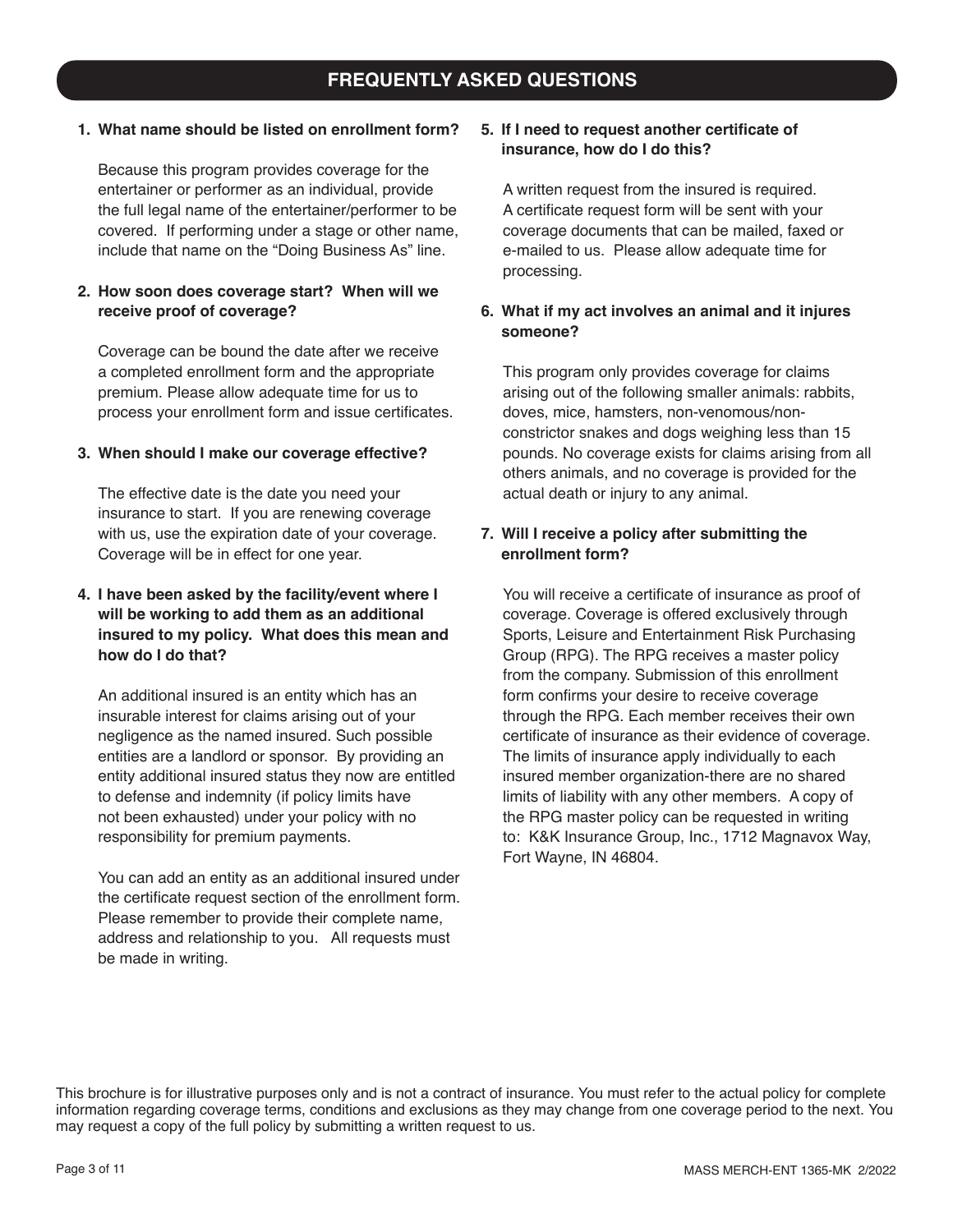## FREQUENTLY ASKED QUESTIONS

**1. What name should be listed on enrollment form?**

Because this program provides coverage for the entertainer or performer as an individual, provide the full legal name of the entertainer/performer to be covered. If performing under a stage or other name, include that name on the "Doing Business As" line.

**2. How soon does coverage start? When will we receive proof of coverage?**

Coverage can be bound the date after we receive a completed enrollment form and the appropriate premium. Please allow adequate time for us to process your enrollment form and issue certificates.

**3. When should I make our coverage effective?**

The effective date is the date you need your insurance to start. If you are renewing coverage with us, use the expiration date of your coverage. Coverage will be in effect for one year.

**4. I have been asked by the facility/event where I will be working to add them as an additional insured to my policy. What does this mean and how do I do that?**

An additional insured is an entity which has an insurable interest for claims arising out of your negligence as the named insured. Such possible entities are a landlord or sponsor. By providing an entity additional insured status they now are entitled to defense and indemnity (if policy limits have not been exhausted) under your policy with no responsibility for premium payments.

You can add an entity as an additional insured under the certificate request section of the enrollment form. Please remember to provide their complete name, address and relationship to you. All requests must be made in writing.

**5. If I need to request another certificate of insurance, how do I do this?**

A written request from the insured is required. A certificate request form will be sent with your coverage documents that can be mailed, faxed or e-mailed to us. Please allow adequate time for processing.

**6. What if my act involves an animal and it injures someone?**

This program only provides coverage for claims arising out of the following smaller animals: rabbits, doves, mice, hamsters, non-venomous/non-constrictor snakes and dogs weighing less than 15 pounds. No coverage exists for claims arising from all others animals, and no coverage is provided for the actual death or injury to any animal.

**7. Will I receive a policy after submitting the enrollment form?**

You will receive a certificate of insurance as proof of coverage. Coverage is offered exclusively through Sports, Leisure and Entertainment Risk Purchasing Group (RPG). The RPG receives a master policy from the company. Submission of this enrollment form confirms your desire to receive coverage through the RPG. Each member receives their own certificate of insurance as their evidence of coverage. The limits of insurance apply individually to each insured member organization-there are no shared limits of liability with any other members. A copy of the RPG master policy can be requested in writing to: K&K Insurance Group, Inc., 1712 Magnavox Way, Fort Wayne, IN 46804.

This brochure is for illustrative purposes only and is not a contract of insurance. You must refer to the actual policy for complete information regarding coverage terms, conditions and exclusions as they may change from one coverage period to the next. You may request a copy of the full policy by submitting a written request to us.

MASS MERCH-ENT 1365-MK 2/2022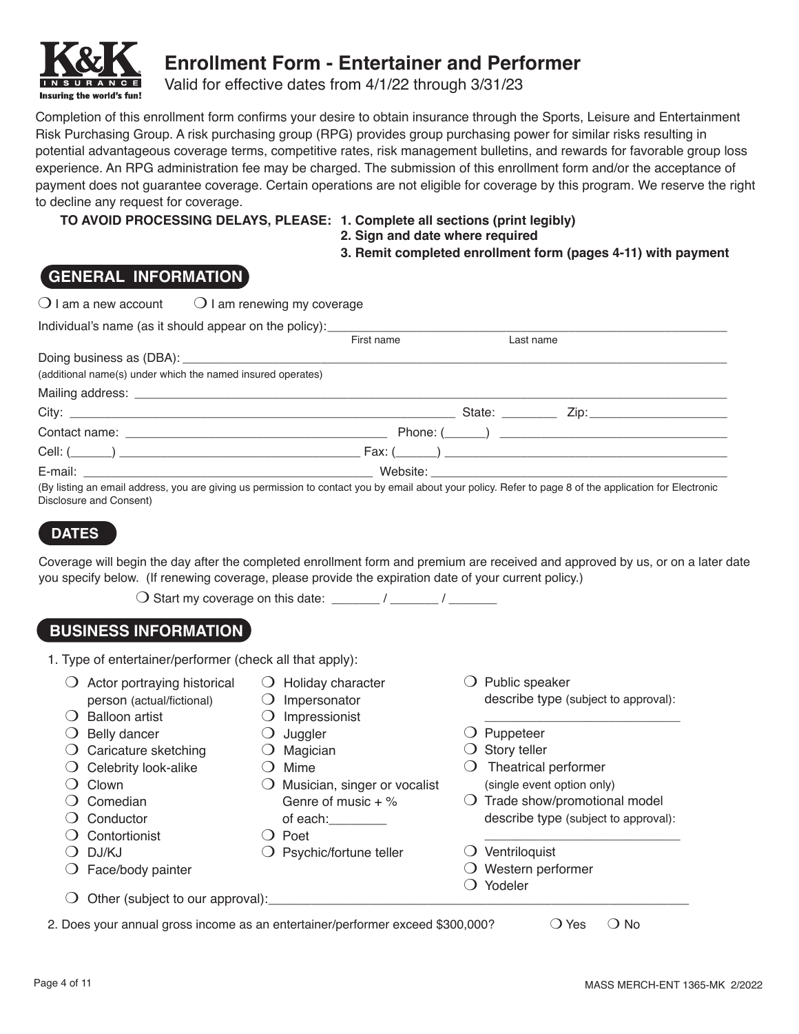**K&K INSURANCE** Insuring the world's fun!

# Enrollment Form - Entertainer and Performer

Valid for effective dates from 4/1/22 through 3/31/23

Completion of this enrollment form confirms your desire to obtain insurance through the Sports, Leisure and Entertainment Risk Purchasing Group. A risk purchasing group (RPG) provides group purchasing power for similar risks resulting in potential advantageous coverage terms, competitive rates, risk management bulletins, and rewards for favorable group loss experience. An RPG administration fee may be charged. The submission of this enrollment form and/or the acceptance of payment does not guarantee coverage. Certain operations are not eligible for coverage by this program. We reserve the right to decline any request for coverage.

**TO AVOID PROCESSING DELAYS, PLEASE:**
**1. Complete all sections (print legibly)**
**2. Sign and date where required**
**3. Remit completed enrollment form (pages 4-11) with payment**

## GENERAL INFORMATION

❍ I am a new account ❍ I am renewing my coverage

Individual's name (as it should appear on the policy): ______________________________
First name Last name

Doing business as (DBA): ______________________________
(additional name(s) under which the named insured operates)

Mailing address: ______________________________

City: ______________________ State: ________ Zip: ____________

Contact name: ______________________ Phone: (______) ______________________

Cell: (______) ______________________ Fax: (______) ______________________

E-mail: ______________________ Website: ______________________

(By listing an email address, you are giving us permission to contact you by email about your policy. Refer to page 8 of the application for Electronic Disclosure and Consent)

## DATES

Coverage will begin the day after the completed enrollment form and premium are received and approved by us, or on a later date you specify below. (If renewing coverage, please provide the expiration date of your current policy.)

❍ Start my coverage on this date: _______ / _______ / _______

## BUSINESS INFORMATION

1. Type of entertainer/performer (check all that apply):

- ❍ Actor portraying historical person (actual/fictional)
- ❍ Balloon artist
- ❍ Belly dancer
- ❍ Caricature sketching
- ❍ Celebrity look-alike
- ❍ Clown
- ❍ Comedian
- ❍ Conductor
- ❍ Contortionist
- ❍ DJ/KJ
- ❍ Face/body painter
- ❍ Holiday character
- ❍ Impersonator
- ❍ Impressionist
- ❍ Juggler
- ❍ Magician
- ❍ Mime
- ❍ Musician, singer or vocalist Genre of music + % of each:________
- ❍ Poet
- ❍ Psychic/fortune teller
- ❍ Public speaker describe type (subject to approval): ____________________________
- ❍ Puppeteer
- ❍ Story teller
- ❍ Theatrical performer (single event option only)
- ❍ Trade show/promotional model describe type (subject to approval): ____________________________
- ❍ Ventriloquist
- ❍ Western performer
- ❍ Yodeler
- ❍ Other (subject to our approval):______________________________

2. Does your annual gross income as an entertainer/performer exceed $300,000? ❍ Yes ❍ No

MASS MERCH-ENT 1365-MK 2/2022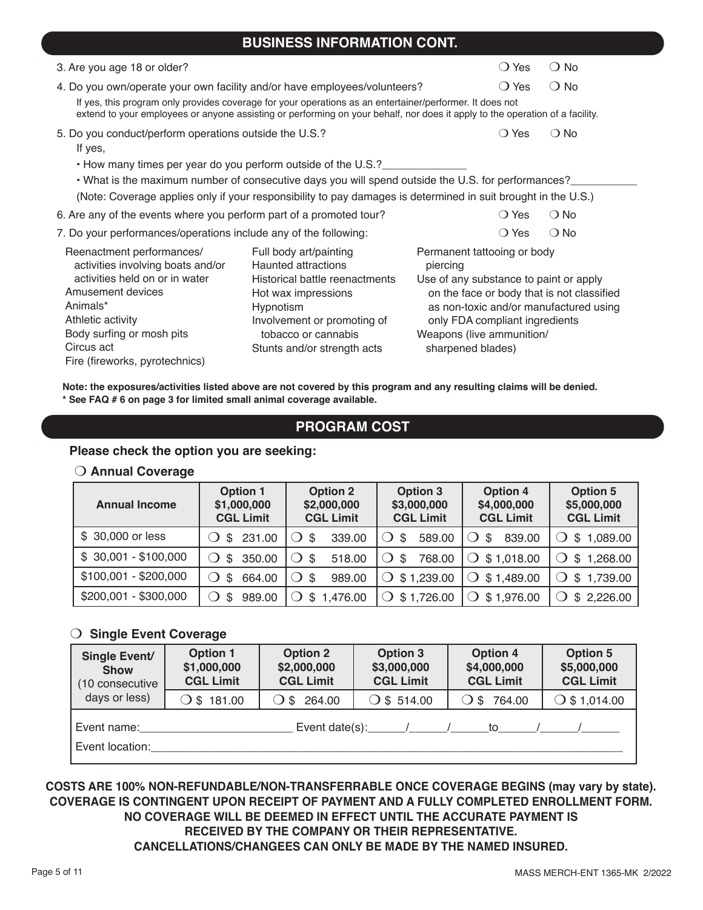## BUSINESS INFORMATION CONT.

3. Are you age 18 or older? ❍ Yes ❍ No

4. Do you own/operate your own facility and/or have employees/volunteers? ❍ Yes ❍ No

   If yes, this program only provides coverage for your operations as an entertainer/performer. It does not extend to your employees or anyone assisting or performing on your behalf, nor does it apply to the operation of a facility.

5. Do you conduct/perform operations outside the U.S.? ❍ Yes ❍ No

   If yes,

   - How many times per year do you perform outside of the U.S.?______________
   - What is the maximum number of consecutive days you will spend outside the U.S. for performances?___________

   (Note: Coverage applies only if your responsibility to pay damages is determined in suit brought in the U.S.)

6. Are any of the events where you perform part of a promoted tour? ❍ Yes ❍ No

7. Do your performances/operations include any of the following: ❍ Yes ❍ No

   - Reenactment performances/ activities involving boats and/or activities held on or in water
   - Amusement devices
   - Animals*
   - Athletic activity
   - Body surfing or mosh pits
   - Circus act
   - Fire (fireworks, pyrotechnics)
   - Full body art/painting
   - Haunted attractions
   - Historical battle reenactments
   - Hot wax impressions
   - Hypnotism
   - Involvement or promoting of tobacco or cannabis
   - Stunts and/or strength acts
   - Permanent tattooing or body piercing
   - Use of any substance to paint or apply on the face or body that is not classified as non-toxic and/or manufactured using only FDA compliant ingredients
   - Weapons (live ammunition/ sharpened blades)

**Note: the exposures/activities listed above are not covered by this program and any resulting claims will be denied.**
**\* See FAQ # 6 on page 3 for limited small animal coverage available.**

## PROGRAM COST

**Please check the option you are seeking:**

❍ **Annual Coverage**

| Annual Income | Option 1 $1,000,000 CGL Limit | Option 2 $2,000,000 CGL Limit | Option 3 $3,000,000 CGL Limit | Option 4 $4,000,000 CGL Limit | Option 5 $5,000,000 CGL Limit |
|---|---|---|---|---|---|
| $ 30,000 or less | ❍ $ 231.00 | ❍ $ 339.00 | ❍ $ 589.00 | ❍ $ 839.00 | ❍ $ 1,089.00 |
| $ 30,001 - $100,000 | ❍ $ 350.00 | ❍ $ 518.00 | ❍ $ 768.00 | ❍ $ 1,018.00 | ❍ $ 1,268.00 |
| $100,001 - $200,000 | ❍ $ 664.00 | ❍ $ 989.00 | ❍ $ 1,239.00 | ❍ $ 1,489.00 | ❍ $ 1,739.00 |
| $200,001 - $300,000 | ❍ $ 989.00 | ❍ $ 1,476.00 | ❍ $ 1,726.00 | ❍ $ 1,976.00 | ❍ $ 2,226.00 |

❍ **Single Event Coverage**

| Single Event/ Show (10 consecutive days or less) | Option 1 $1,000,000 CGL Limit | Option 2 $2,000,000 CGL Limit | Option 3 $3,000,000 CGL Limit | Option 4 $4,000,000 CGL Limit | Option 5 $5,000,000 CGL Limit |
|---|---|---|---|---|---|
| | ❍ $ 181.00 | ❍ $ 264.00 | ❍ $ 514.00 | ❍ $ 764.00 | ❍ $ 1,014.00 |

Event name:________________________ Event date(s):______/______/______to______/______/______

Event location:______________________________________________________________________________

**COSTS ARE 100% NON-REFUNDABLE/NON-TRANSFERRABLE ONCE COVERAGE BEGINS (may vary by state). COVERAGE IS CONTINGENT UPON RECEIPT OF PAYMENT AND A FULLY COMPLETED ENROLLMENT FORM. NO COVERAGE WILL BE DEEMED IN EFFECT UNTIL THE ACCURATE PAYMENT IS RECEIVED BY THE COMPANY OR THEIR REPRESENTATIVE. CANCELLATIONS/CHANGEES CAN ONLY BE MADE BY THE NAMED INSURED.**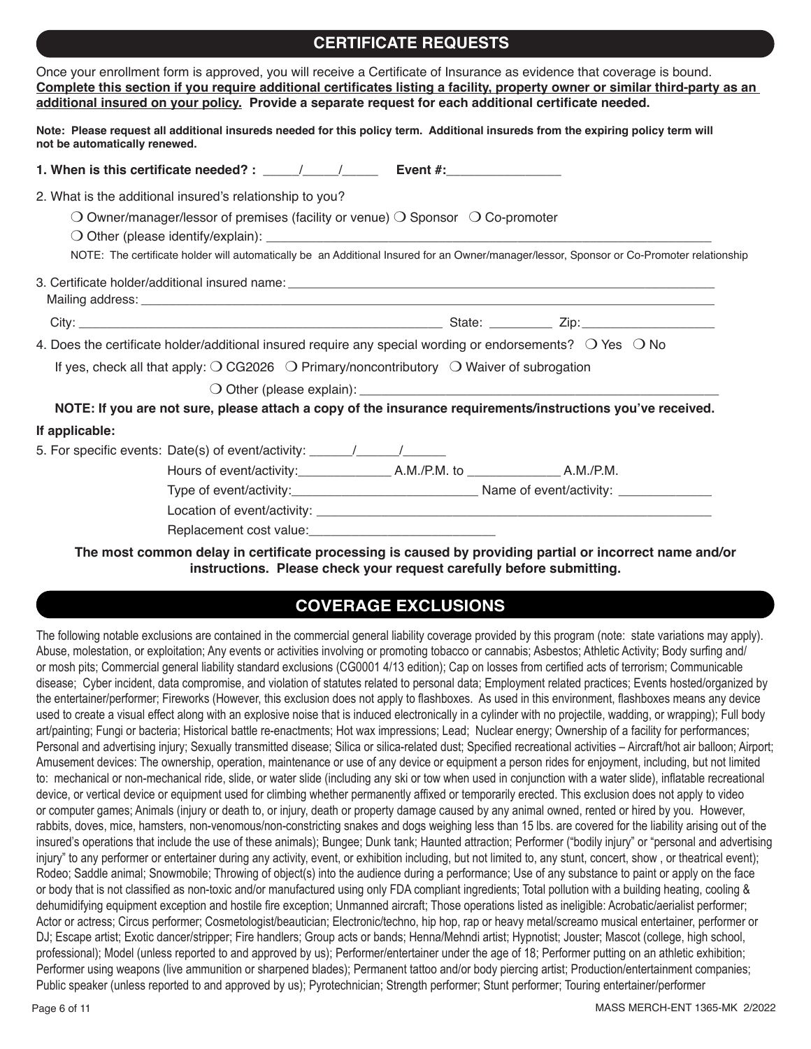## CERTIFICATE REQUESTS

Once your enrollment form is approved, you will receive a Certificate of Insurance as evidence that coverage is bound. **Complete this section if you require additional certificates listing a facility, property owner or similar third-party as an additional insured on your policy. Provide a separate request for each additional certificate needed.**

**Note: Please request all additional insureds needed for this policy term. Additional insureds from the expiring policy term will not be automatically renewed.**

**1. When is this certificate needed? : _____/_____/_____ Event #:________________**

2. What is the additional insured's relationship to you?

❍ Owner/manager/lessor of premises (facility or venue) ❍ Sponsor ❍ Co-promoter

❍ Other (please identify/explain): ____________________________________________

NOTE: The certificate holder will automatically be an Additional Insured for an Owner/manager/lessor, Sponsor or Co-Promoter relationship

3. Certificate holder/additional insured name: ____________________________________________

Mailing address: ____________________________________________

City: ______________________________ State: _________ Zip: __________________

4. Does the certificate holder/additional insured require any special wording or endorsements? ❍ Yes ❍ No

If yes, check all that apply: ❍ CG2026 ❍ Primary/noncontributory ❍ Waiver of subrogation

❍ Other (please explain): ____________________________________________

**NOTE: If you are not sure, please attach a copy of the insurance requirements/instructions you've received.**

**If applicable:**

5. For specific events: Date(s) of event/activity: ______/______/______

Hours of event/activity:_____________ A.M./P.M. to _____________ A.M./P.M.

Type of event/activity:_________________________ Name of event/activity: _____________

Location of event/activity: ____________________________________________

Replacement cost value:__________________________

**The most common delay in certificate processing is caused by providing partial or incorrect name and/or instructions. Please check your request carefully before submitting.**

## COVERAGE EXCLUSIONS

The following notable exclusions are contained in the commercial general liability coverage provided by this program (note: state variations may apply). Abuse, molestation, or exploitation; Any events or activities involving or promoting tobacco or cannabis; Asbestos; Athletic Activity; Body surfing and/or mosh pits; Commercial general liability standard exclusions (CG0001 4/13 edition); Cap on losses from certified acts of terrorism; Communicable disease; Cyber incident, data compromise, and violation of statutes related to personal data; Employment related practices; Events hosted/organized by the entertainer/performer; Fireworks (However, this exclusion does not apply to flashboxes. As used in this environment, flashboxes means any device used to create a visual effect along with an explosive noise that is induced electronically in a cylinder with no projectile, wadding, or wrapping); Full body art/painting; Fungi or bacteria; Historical battle re-enactments; Hot wax impressions; Lead; Nuclear energy; Ownership of a facility for performances; Personal and advertising injury; Sexually transmitted disease; Silica or silica-related dust; Specified recreational activities – Aircraft/hot air balloon; Airport; Amusement devices: The ownership, operation, maintenance or use of any device or equipment a person rides for enjoyment, including, but not limited to: mechanical or non-mechanical ride, slide, or water slide (including any ski or tow when used in conjunction with a water slide), inflatable recreational device, or vertical device or equipment used for climbing whether permanently affixed or temporarily erected. This exclusion does not apply to video or computer games; Animals (injury or death to, or injury, death or property damage caused by any animal owned, rented or hired by you. However, rabbits, doves, mice, hamsters, non-venomous/non-constricting snakes and dogs weighing less than 15 lbs. are covered for the liability arising out of the insured's operations that include the use of these animals); Bungee; Dunk tank; Haunted attraction; Performer ("bodily injury" or "personal and advertising injury" to any performer or entertainer during any activity, event, or exhibition including, but not limited to, any stunt, concert, show , or theatrical event); Rodeo; Saddle animal; Snowmobile; Throwing of object(s) into the audience during a performance; Use of any substance to paint or apply on the face or body that is not classified as non-toxic and/or manufactured using only FDA compliant ingredients; Total pollution with a building heating, cooling & dehumidifying equipment exception and hostile fire exception; Unmanned aircraft; Those operations listed as ineligible: Acrobatic/aerialist performer; Actor or actress; Circus performer; Cosmetologist/beautician; Electronic/techno, hip hop, rap or heavy metal/screamo musical entertainer, performer or DJ; Escape artist; Exotic dancer/stripper; Fire handlers; Group acts or bands; Henna/Mehndi artist; Hypnotist; Jouster; Mascot (college, high school, professional); Model (unless reported to and approved by us); Performer/entertainer under the age of 18; Performer putting on an athletic exhibition; Performer using weapons (live ammunition or sharpened blades); Permanent tattoo and/or body piercing artist; Production/entertainment companies; Public speaker (unless reported to and approved by us); Pyrotechnician; Strength performer; Stunt performer; Touring entertainer/performer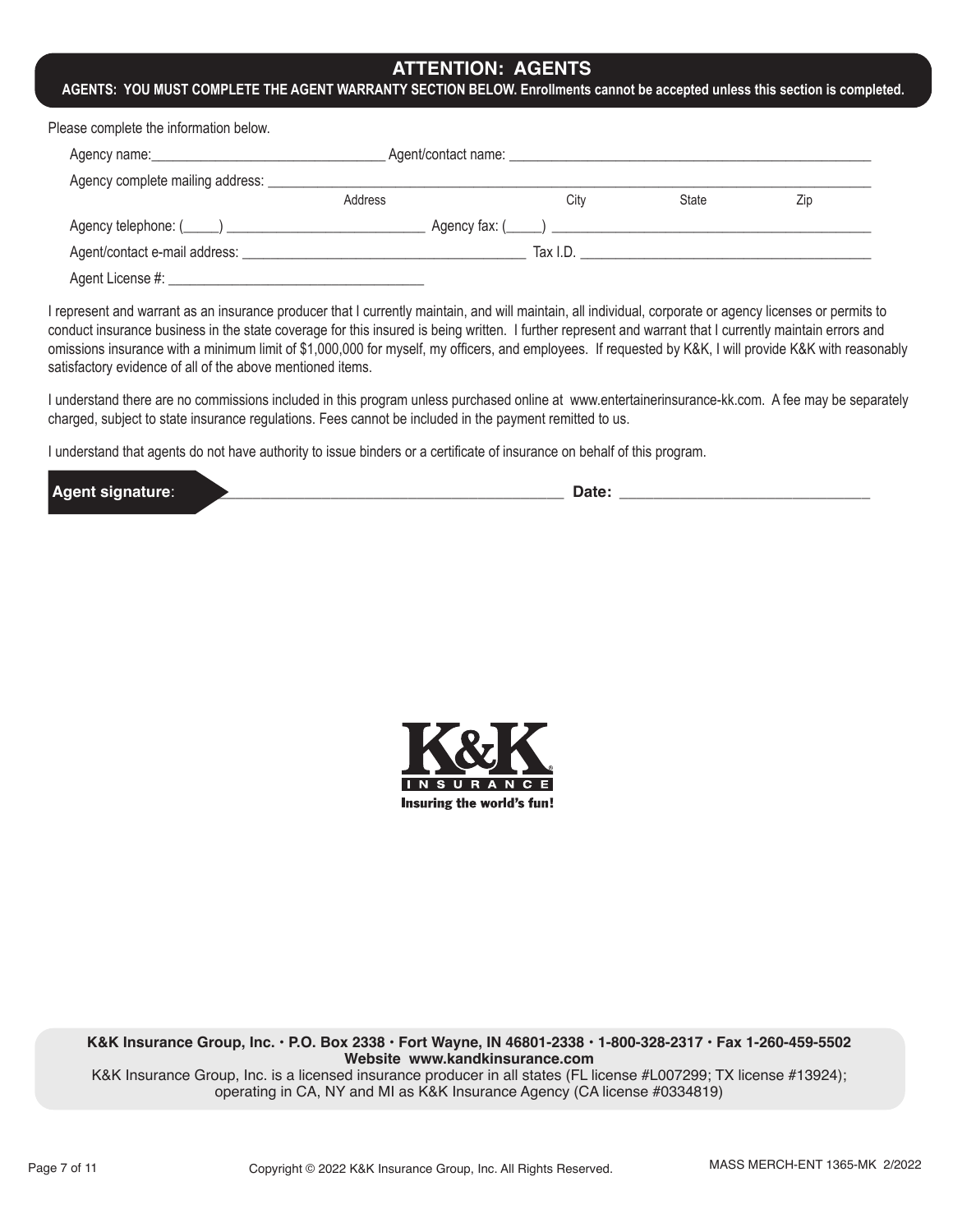## ATTENTION: AGENTS

**AGENTS: YOU MUST COMPLETE THE AGENT WARRANTY SECTION BELOW. Enrollments cannot be accepted unless this section is completed.**

Please complete the information below.

Agency name:_______________________________ Agent/contact name: _______________________________________________

Agency complete mailing address: ______________________________________________________________________________

Address City State Zip

Agency telephone: (_____) __________________________ Agency fax: (_____) __________________________________________

Agent/contact e-mail address: ______________________________________ Tax I.D. _______________________________________

Agent License #: __________________________________

I represent and warrant as an insurance producer that I currently maintain, and will maintain, all individual, corporate or agency licenses or permits to conduct insurance business in the state coverage for this insured is being written. I further represent and warrant that I currently maintain errors and omissions insurance with a minimum limit of $1,000,000 for myself, my officers, and employees. If requested by K&K, I will provide K&K with reasonably satisfactory evidence of all of the above mentioned items.

I understand there are no commissions included in this program unless purchased online at www.entertainerinsurance-kk.com. A fee may be separately charged, subject to state insurance regulations. Fees cannot be included in the payment remitted to us.

I understand that agents do not have authority to issue binders or a certificate of insurance on behalf of this program.

**Agent signature**: ________________________________________ **Date:** ______________________________

K&K INSURANCE
Insuring the world's fun!

**K&K Insurance Group, Inc. • P.O. Box 2338 • Fort Wayne, IN 46801-2338 • 1-800-328-2317 • Fax 1-260-459-5502**
**Website www.kandkinsurance.com**
K&K Insurance Group, Inc. is a licensed insurance producer in all states (FL license #L007299; TX license #13924); operating in CA, NY and MI as K&K Insurance Agency (CA license #0334819)

Copyright © 2022 K&K Insurance Group, Inc. All Rights Reserved.

MASS MERCH-ENT 1365-MK 2/2022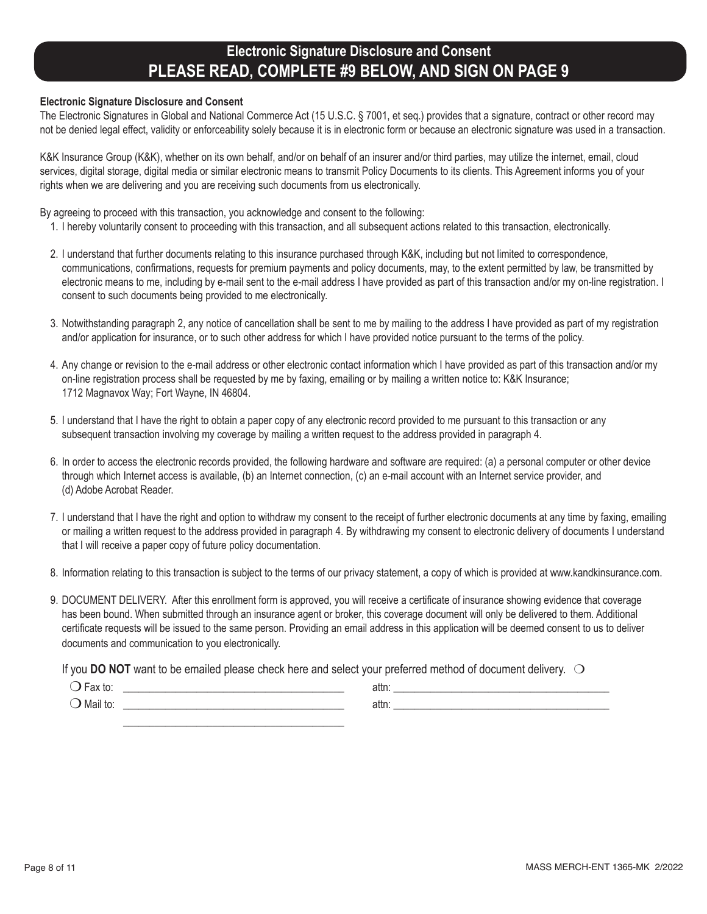# Electronic Signature Disclosure and Consent
## PLEASE READ, COMPLETE #9 BELOW, AND SIGN ON PAGE 9

**Electronic Signature Disclosure and Consent**

The Electronic Signatures in Global and National Commerce Act (15 U.S.C. § 7001, et seq.) provides that a signature, contract or other record may not be denied legal effect, validity or enforceability solely because it is in electronic form or because an electronic signature was used in a transaction.

K&K Insurance Group (K&K), whether on its own behalf, and/or on behalf of an insurer and/or third parties, may utilize the internet, email, cloud services, digital storage, digital media or similar electronic means to transmit Policy Documents to its clients. This Agreement informs you of your rights when we are delivering and you are receiving such documents from us electronically.

By agreeing to proceed with this transaction, you acknowledge and consent to the following:

1. I hereby voluntarily consent to proceeding with this transaction, and all subsequent actions related to this transaction, electronically.

2. I understand that further documents relating to this insurance purchased through K&K, including but not limited to correspondence, communications, confirmations, requests for premium payments and policy documents, may, to the extent permitted by law, be transmitted by electronic means to me, including by e-mail sent to the e-mail address I have provided as part of this transaction and/or my on-line registration. I consent to such documents being provided to me electronically.

3. Notwithstanding paragraph 2, any notice of cancellation shall be sent to me by mailing to the address I have provided as part of my registration and/or application for insurance, or to such other address for which I have provided notice pursuant to the terms of the policy.

4. Any change or revision to the e-mail address or other electronic contact information which I have provided as part of this transaction and/or my on-line registration process shall be requested by me by faxing, emailing or by mailing a written notice to: K&K Insurance; 1712 Magnavox Way; Fort Wayne, IN 46804.

5. I understand that I have the right to obtain a paper copy of any electronic record provided to me pursuant to this transaction or any subsequent transaction involving my coverage by mailing a written request to the address provided in paragraph 4.

6. In order to access the electronic records provided, the following hardware and software are required: (a) a personal computer or other device through which Internet access is available, (b) an Internet connection, (c) an e-mail account with an Internet service provider, and (d) Adobe Acrobat Reader.

7. I understand that I have the right and option to withdraw my consent to the receipt of further electronic documents at any time by faxing, emailing or mailing a written request to the address provided in paragraph 4. By withdrawing my consent to electronic delivery of documents I understand that I will receive a paper copy of future policy documentation.

8. Information relating to this transaction is subject to the terms of our privacy statement, a copy of which is provided at www.kandkinsurance.com.

9. DOCUMENT DELIVERY. After this enrollment form is approved, you will receive a certificate of insurance showing evidence that coverage has been bound. When submitted through an insurance agent or broker, this coverage document will only be delivered to them. Additional certificate requests will be issued to the same person. Providing an email address in this application will be deemed consent to us to deliver documents and communication to you electronically.

If you **DO NOT** want to be emailed please check here and select your preferred method of document delivery. ❍

❍ Fax to: ________________________________________ attn: ________________________________________

❍ Mail to: ________________________________________ attn: ________________________________________

________________________________________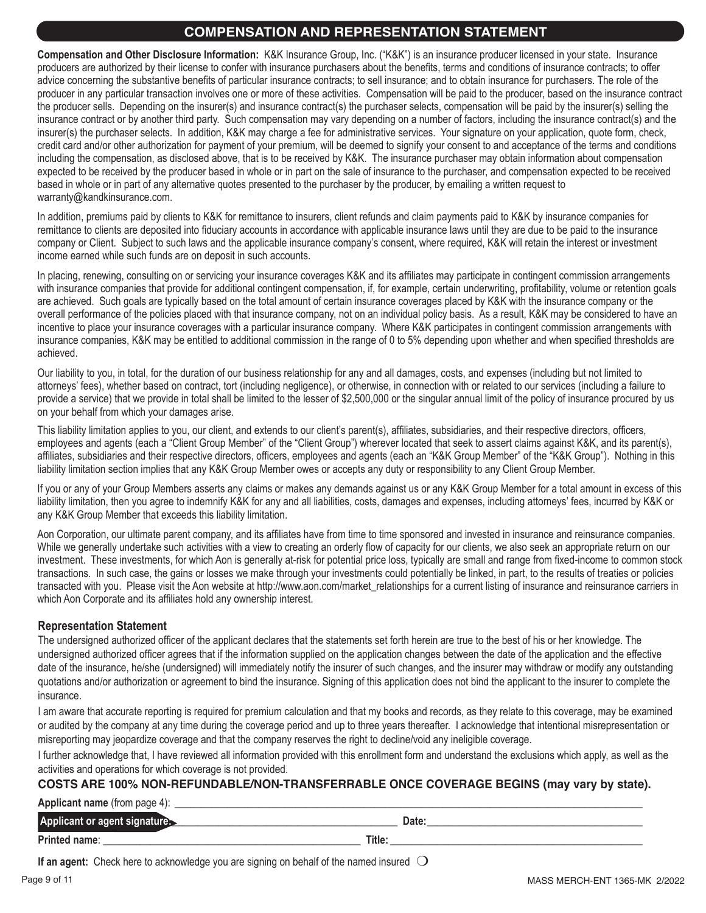## COMPENSATION AND REPRESENTATION STATEMENT

**Compensation and Other Disclosure Information:** K&K Insurance Group, Inc. ("K&K") is an insurance producer licensed in your state. Insurance producers are authorized by their license to confer with insurance purchasers about the benefits, terms and conditions of insurance contracts; to offer advice concerning the substantive benefits of particular insurance contracts; to sell insurance; and to obtain insurance for purchasers. The role of the producer in any particular transaction involves one or more of these activities. Compensation will be paid to the producer, based on the insurance contract the producer sells. Depending on the insurer(s) and insurance contract(s) the purchaser selects, compensation will be paid by the insurer(s) selling the insurance contract or by another third party. Such compensation may vary depending on a number of factors, including the insurance contract(s) and the insurer(s) the purchaser selects. In addition, K&K may charge a fee for administrative services. Your signature on your application, quote form, check, credit card and/or other authorization for payment of your premium, will be deemed to signify your consent to and acceptance of the terms and conditions including the compensation, as disclosed above, that is to be received by K&K. The insurance purchaser may obtain information about compensation expected to be received by the producer based in whole or in part on the sale of insurance to the purchaser, and compensation expected to be received based in whole or in part of any alternative quotes presented to the purchaser by the producer, by emailing a written request to warranty@kandkinsurance.com.

In addition, premiums paid by clients to K&K for remittance to insurers, client refunds and claim payments paid to K&K by insurance companies for remittance to clients are deposited into fiduciary accounts in accordance with applicable insurance laws until they are due to be paid to the insurance company or Client. Subject to such laws and the applicable insurance company's consent, where required, K&K will retain the interest or investment income earned while such funds are on deposit in such accounts.

In placing, renewing, consulting on or servicing your insurance coverages K&K and its affiliates may participate in contingent commission arrangements with insurance companies that provide for additional contingent compensation, if, for example, certain underwriting, profitability, volume or retention goals are achieved. Such goals are typically based on the total amount of certain insurance coverages placed by K&K with the insurance company or the overall performance of the policies placed with that insurance company, not on an individual policy basis. As a result, K&K may be considered to have an incentive to place your insurance coverages with a particular insurance company. Where K&K participates in contingent commission arrangements with insurance companies, K&K may be entitled to additional commission in the range of 0 to 5% depending upon whether and when specified thresholds are achieved.

Our liability to you, in total, for the duration of our business relationship for any and all damages, costs, and expenses (including but not limited to attorneys' fees), whether based on contract, tort (including negligence), or otherwise, in connection with or related to our services (including a failure to provide a service) that we provide in total shall be limited to the lesser of $2,500,000 or the singular annual limit of the policy of insurance procured by us on your behalf from which your damages arise.

This liability limitation applies to you, our client, and extends to our client's parent(s), affiliates, subsidiaries, and their respective directors, officers, employees and agents (each a "Client Group Member" of the "Client Group") wherever located that seek to assert claims against K&K, and its parent(s), affiliates, subsidiaries and their respective directors, officers, employees and agents (each an "K&K Group Member" of the "K&K Group"). Nothing in this liability limitation section implies that any K&K Group Member owes or accepts any duty or responsibility to any Client Group Member.

If you or any of your Group Members asserts any claims or makes any demands against us or any K&K Group Member for a total amount in excess of this liability limitation, then you agree to indemnify K&K for any and all liabilities, costs, damages and expenses, including attorneys' fees, incurred by K&K or any K&K Group Member that exceeds this liability limitation.

Aon Corporation, our ultimate parent company, and its affiliates have from time to time sponsored and invested in insurance and reinsurance companies. While we generally undertake such activities with a view to creating an orderly flow of capacity for our clients, we also seek an appropriate return on our investment. These investments, for which Aon is generally at-risk for potential price loss, typically are small and range from fixed-income to common stock transactions. In such case, the gains or losses we make through your investments could potentially be linked, in part, to the results of treaties or policies transacted with you. Please visit the Aon website at http://www.aon.com/market_relationships for a current listing of insurance and reinsurance carriers in which Aon Corporate and its affiliates hold any ownership interest.

### Representation Statement

The undersigned authorized officer of the applicant declares that the statements set forth herein are true to the best of his or her knowledge. The undersigned authorized officer agrees that if the information supplied on the application changes between the date of the application and the effective date of the insurance, he/she (undersigned) will immediately notify the insurer of such changes, and the insurer may withdraw or modify any outstanding quotations and/or authorization or agreement to bind the insurance. Signing of this application does not bind the applicant to the insurer to complete the insurance.

I am aware that accurate reporting is required for premium calculation and that my books and records, as they relate to this coverage, may be examined or audited by the company at any time during the coverage period and up to three years thereafter. I acknowledge that intentional misrepresentation or misreporting may jeopardize coverage and that the company reserves the right to decline/void any ineligible coverage.

I further acknowledge that, I have reviewed all information provided with this enrollment form and understand the exclusions which apply, as well as the activities and operations for which coverage is not provided.

**COSTS ARE 100% NON-REFUNDABLE/NON-TRANSFERRABLE ONCE COVERAGE BEGINS (may vary by state).**

**Applicant name** (from page 4): ______________________________

**Applicant or agent signature:** ______________________________ **Date:** ______________________________

**Printed name**: ______________________________ **Title:** ______________________________

**If an agent:** Check here to acknowledge you are signing on behalf of the named insured ❍

MASS MERCH-ENT 1365-MK 2/2022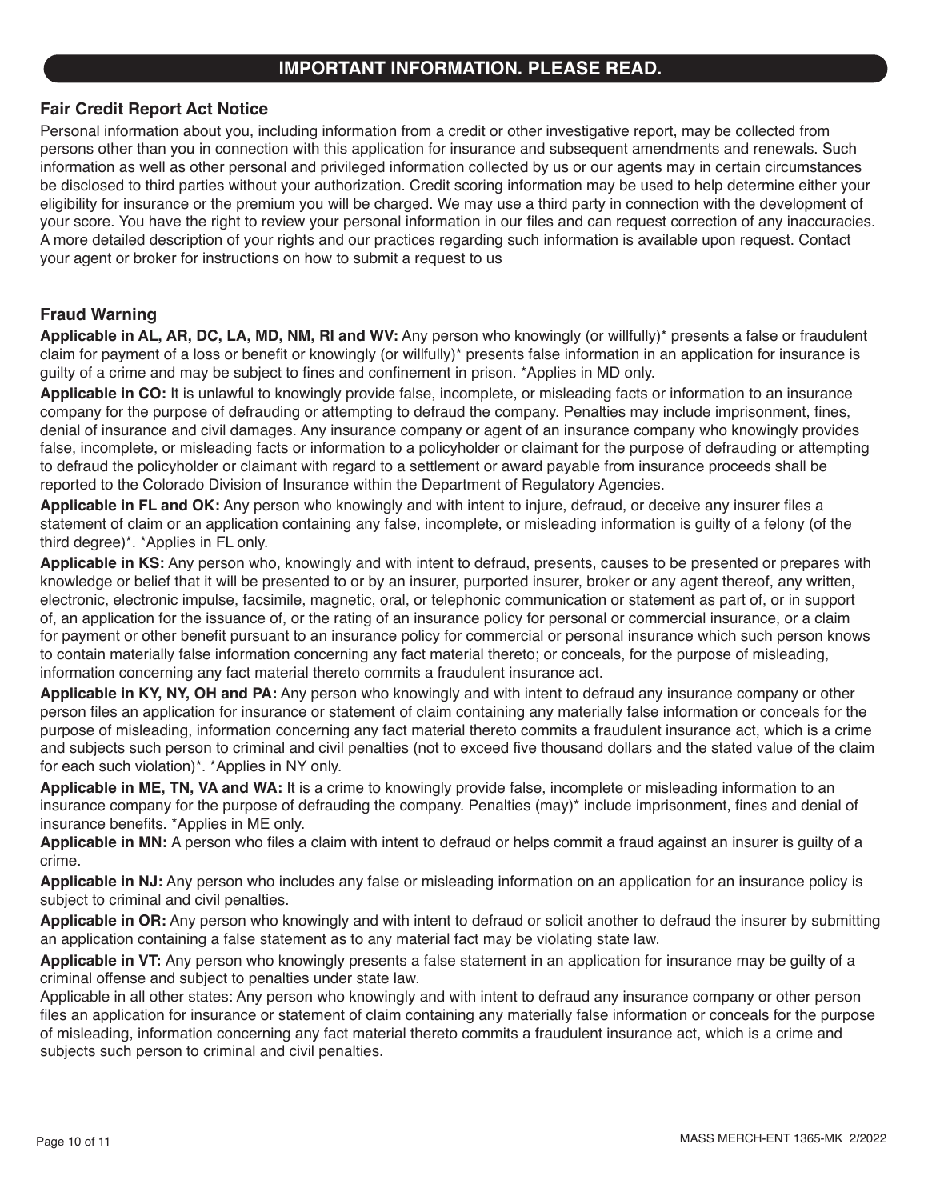## IMPORTANT INFORMATION. PLEASE READ.

### Fair Credit Report Act Notice

Personal information about you, including information from a credit or other investigative report, may be collected from persons other than you in connection with this application for insurance and subsequent amendments and renewals. Such information as well as other personal and privileged information collected by us or our agents may in certain circumstances be disclosed to third parties without your authorization. Credit scoring information may be used to help determine either your eligibility for insurance or the premium you will be charged. We may use a third party in connection with the development of your score. You have the right to review your personal information in our files and can request correction of any inaccuracies. A more detailed description of your rights and our practices regarding such information is available upon request. Contact your agent or broker for instructions on how to submit a request to us

### Fraud Warning

**Applicable in AL, AR, DC, LA, MD, NM, RI and WV:** Any person who knowingly (or willfully)* presents a false or fraudulent claim for payment of a loss or benefit or knowingly (or willfully)* presents false information in an application for insurance is guilty of a crime and may be subject to fines and confinement in prison. *Applies in MD only.

**Applicable in CO:** It is unlawful to knowingly provide false, incomplete, or misleading facts or information to an insurance company for the purpose of defrauding or attempting to defraud the company. Penalties may include imprisonment, fines, denial of insurance and civil damages. Any insurance company or agent of an insurance company who knowingly provides false, incomplete, or misleading facts or information to a policyholder or claimant for the purpose of defrauding or attempting to defraud the policyholder or claimant with regard to a settlement or award payable from insurance proceeds shall be reported to the Colorado Division of Insurance within the Department of Regulatory Agencies.

**Applicable in FL and OK:** Any person who knowingly and with intent to injure, defraud, or deceive any insurer files a statement of claim or an application containing any false, incomplete, or misleading information is guilty of a felony (of the third degree)*. *Applies in FL only.

**Applicable in KS:** Any person who, knowingly and with intent to defraud, presents, causes to be presented or prepares with knowledge or belief that it will be presented to or by an insurer, purported insurer, broker or any agent thereof, any written, electronic, electronic impulse, facsimile, magnetic, oral, or telephonic communication or statement as part of, or in support of, an application for the issuance of, or the rating of an insurance policy for personal or commercial insurance, or a claim for payment or other benefit pursuant to an insurance policy for commercial or personal insurance which such person knows to contain materially false information concerning any fact material thereto; or conceals, for the purpose of misleading, information concerning any fact material thereto commits a fraudulent insurance act.

**Applicable in KY, NY, OH and PA:** Any person who knowingly and with intent to defraud any insurance company or other person files an application for insurance or statement of claim containing any materially false information or conceals for the purpose of misleading, information concerning any fact material thereto commits a fraudulent insurance act, which is a crime and subjects such person to criminal and civil penalties (not to exceed five thousand dollars and the stated value of the claim for each such violation)*. *Applies in NY only.

**Applicable in ME, TN, VA and WA:** It is a crime to knowingly provide false, incomplete or misleading information to an insurance company for the purpose of defrauding the company. Penalties (may)* include imprisonment, fines and denial of insurance benefits. *Applies in ME only.

**Applicable in MN:** A person who files a claim with intent to defraud or helps commit a fraud against an insurer is guilty of a crime.

**Applicable in NJ:** Any person who includes any false or misleading information on an application for an insurance policy is subject to criminal and civil penalties.

**Applicable in OR:** Any person who knowingly and with intent to defraud or solicit another to defraud the insurer by submitting an application containing a false statement as to any material fact may be violating state law.

**Applicable in VT:** Any person who knowingly presents a false statement in an application for insurance may be guilty of a criminal offense and subject to penalties under state law.

Applicable in all other states: Any person who knowingly and with intent to defraud any insurance company or other person files an application for insurance or statement of claim containing any materially false information or conceals for the purpose of misleading, information concerning any fact material thereto commits a fraudulent insurance act, which is a crime and subjects such person to criminal and civil penalties.

MASS MERCH-ENT 1365-MK 2/2022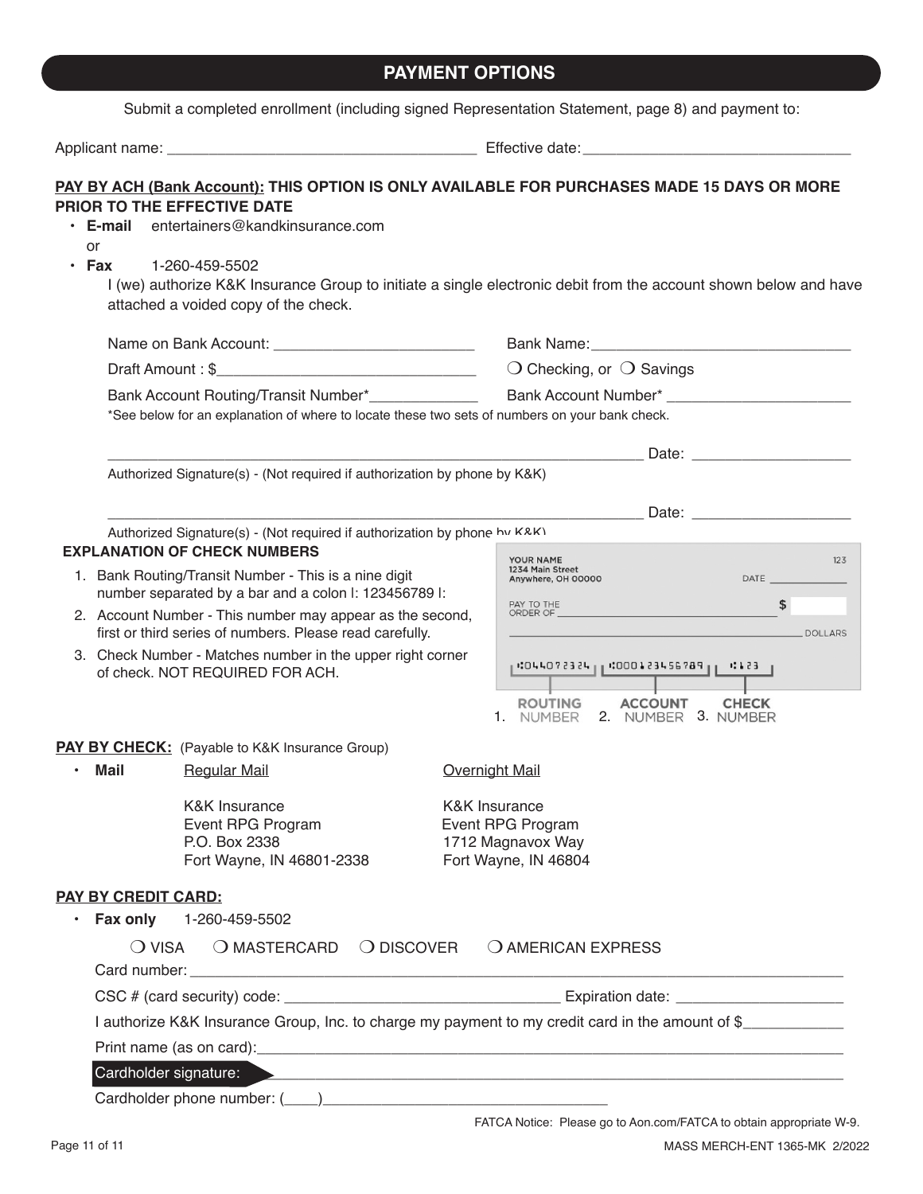## PAYMENT OPTIONS

Submit a completed enrollment (including signed Representation Statement, page 8) and payment to:

Applicant name: ______________________________________ Effective date: ________________________________

**PAY BY ACH (Bank Account): THIS OPTION IS ONLY AVAILABLE FOR PURCHASES MADE 15 DAYS OR MORE PRIOR TO THE EFFECTIVE DATE**

- **E-mail** entertainers@kandkinsurance.com
  or
- **Fax** 1-260-459-5502

  I (we) authorize K&K Insurance Group to initiate a single electronic debit from the account shown below and have attached a voided copy of the check.

  Name on Bank Account: ________________________ Bank Name: ________________________________

  Draft Amount : $________________________________ ❍ Checking, or ❍ Savings

  Bank Account Routing/Transit Number*_____________ Bank Account Number* ______________________

  *See below for an explanation of where to locate these two sets of numbers on your bank check.

  ____________________________________________________________________ Date: ___________________

  Authorized Signature(s) - (Not required if authorization by phone by K&K)

  ____________________________________________________________________ Date: ___________________

  Authorized Signature(s) - (Not required if authorization by phone by K&K)

**EXPLANATION OF CHECK NUMBERS**

1. Bank Routing/Transit Number - This is a nine digit number separated by a bar and a colon I: 123456789 I:
2. Account Number - This number may appear as the second, first or third series of numbers. Please read carefully.
3. Check Number - Matches number in the upper right corner of check. NOT REQUIRED FOR ACH.

YOUR NAME
1234 Main Street
Anywhere, OH 00000

123

DATE

PAY TO THE ORDER OF

$

DOLLARS

1. ROUTING NUMBER 2. ACCOUNT NUMBER 3. CHECK NUMBER

**PAY BY CHECK:** (Payable to K&K Insurance Group)

- **Mail**

| Regular Mail | Overnight Mail |
|---|---|
| K&K Insurance | K&K Insurance |
| Event RPG Program | Event RPG Program |
| P.O. Box 2338 | 1712 Magnavox Way |
| Fort Wayne, IN 46801-2338 | Fort Wayne, IN 46804 |

**PAY BY CREDIT CARD:**

- **Fax only** 1-260-459-5502

  ❍ VISA ❍ MASTERCARD ❍ DISCOVER ❍ AMERICAN EXPRESS

  Card number: ______________________________________________________________________________

  CSC # (card security) code: _________________________________ Expiration date: ____________________

  I authorize K&K Insurance Group, Inc. to charge my payment to my credit card in the amount of $____________

  Print name (as on card): _____________________________________________________________________

  Cardholder signature: ________________________________________________________________________

  Cardholder phone number: (____)___________________________________

FATCA Notice: Please go to Aon.com/FATCA to obtain appropriate W-9.

MASS MERCH-ENT 1365-MK 2/2022